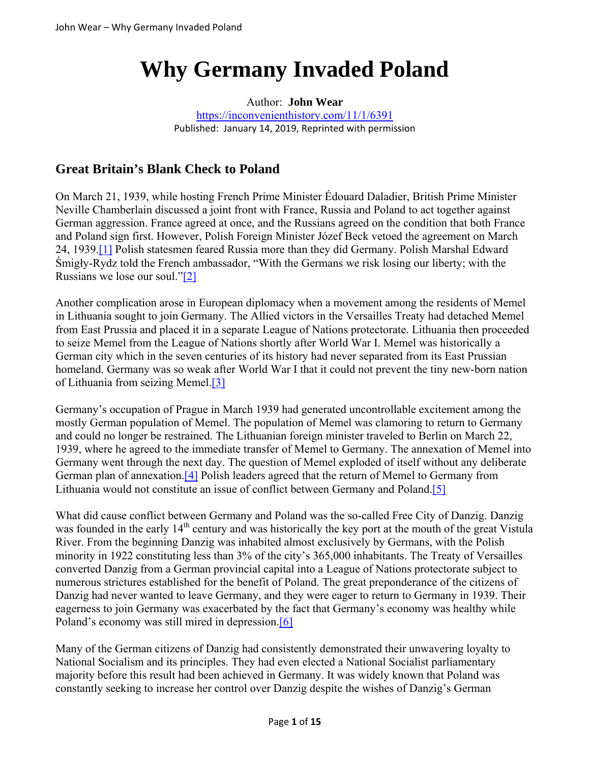# Why Germany Invaded Poland

Author: **John Wear**

https://inconvenienthistory.com/11/1/6391

Published: January 14, 2019, Reprinted with permission

## Great Britain's Blank Check to Poland

On March 21, 1939, while hosting French Prime Minister Édouard Daladier, British Prime Minister Neville Chamberlain discussed a joint front with France, Russia and Poland to act together against German aggression. France agreed at once, and the Russians agreed on the condition that both France and Poland sign first. However, Polish Foreign Minister Józef Beck vetoed the agreement on March 24, 1939.[1] Polish statesmen feared Russia more than they did Germany. Polish Marshal Edward Śmigły-Rydz told the French ambassador, "With the Germans we risk losing our liberty; with the Russians we lose our soul."[2]

Another complication arose in European diplomacy when a movement among the residents of Memel in Lithuania sought to join Germany. The Allied victors in the Versailles Treaty had detached Memel from East Prussia and placed it in a separate League of Nations protectorate. Lithuania then proceeded to seize Memel from the League of Nations shortly after World War I. Memel was historically a German city which in the seven centuries of its history had never separated from its East Prussian homeland. Germany was so weak after World War I that it could not prevent the tiny new-born nation of Lithuania from seizing Memel.[3]

Germany's occupation of Prague in March 1939 had generated uncontrollable excitement among the mostly German population of Memel. The population of Memel was clamoring to return to Germany and could no longer be restrained. The Lithuanian foreign minister traveled to Berlin on March 22, 1939, where he agreed to the immediate transfer of Memel to Germany. The annexation of Memel into Germany went through the next day. The question of Memel exploded of itself without any deliberate German plan of annexation.[4] Polish leaders agreed that the return of Memel to Germany from Lithuania would not constitute an issue of conflict between Germany and Poland.[5]

What did cause conflict between Germany and Poland was the so-called Free City of Danzig. Danzig was founded in the early 14th century and was historically the key port at the mouth of the great Vistula River. From the beginning Danzig was inhabited almost exclusively by Germans, with the Polish minority in 1922 constituting less than 3% of the city's 365,000 inhabitants. The Treaty of Versailles converted Danzig from a German provincial capital into a League of Nations protectorate subject to numerous strictures established for the benefit of Poland. The great preponderance of the citizens of Danzig had never wanted to leave Germany, and they were eager to return to Germany in 1939. Their eagerness to join Germany was exacerbated by the fact that Germany's economy was healthy while Poland's economy was still mired in depression.[6]

Many of the German citizens of Danzig had consistently demonstrated their unwavering loyalty to National Socialism and its principles. They had even elected a National Socialist parliamentary majority before this result had been achieved in Germany. It was widely known that Poland was constantly seeking to increase her control over Danzig despite the wishes of Danzig's German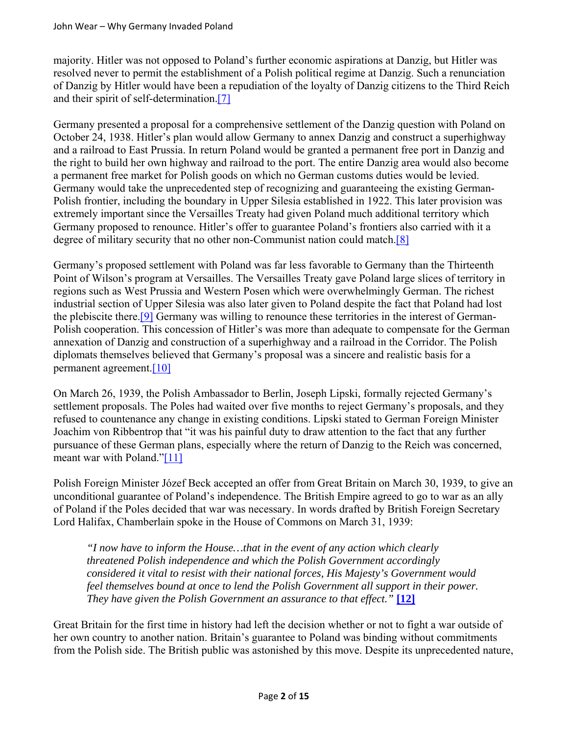majority. Hitler was not opposed to Poland's further economic aspirations at Danzig, but Hitler was resolved never to permit the establishment of a Polish political regime at Danzig. Such a renunciation of Danzig by Hitler would have been a repudiation of the loyalty of Danzig citizens to the Third Reich and their spirit of self-determination.[7]

Germany presented a proposal for a comprehensive settlement of the Danzig question with Poland on October 24, 1938. Hitler's plan would allow Germany to annex Danzig and construct a superhighway and a railroad to East Prussia. In return Poland would be granted a permanent free port in Danzig and the right to build her own highway and railroad to the port. The entire Danzig area would also become a permanent free market for Polish goods on which no German customs duties would be levied. Germany would take the unprecedented step of recognizing and guaranteeing the existing German-Polish frontier, including the boundary in Upper Silesia established in 1922. This later provision was extremely important since the Versailles Treaty had given Poland much additional territory which Germany proposed to renounce. Hitler's offer to guarantee Poland's frontiers also carried with it a degree of military security that no other non-Communist nation could match.[8]

Germany's proposed settlement with Poland was far less favorable to Germany than the Thirteenth Point of Wilson's program at Versailles. The Versailles Treaty gave Poland large slices of territory in regions such as West Prussia and Western Posen which were overwhelmingly German. The richest industrial section of Upper Silesia was also later given to Poland despite the fact that Poland had lost the plebiscite there.[9] Germany was willing to renounce these territories in the interest of German-Polish cooperation. This concession of Hitler's was more than adequate to compensate for the German annexation of Danzig and construction of a superhighway and a railroad in the Corridor. The Polish diplomats themselves believed that Germany's proposal was a sincere and realistic basis for a permanent agreement.[10]

On March 26, 1939, the Polish Ambassador to Berlin, Joseph Lipski, formally rejected Germany's settlement proposals. The Poles had waited over five months to reject Germany's proposals, and they refused to countenance any change in existing conditions. Lipski stated to German Foreign Minister Joachim von Ribbentrop that "it was his painful duty to draw attention to the fact that any further pursuance of these German plans, especially where the return of Danzig to the Reich was concerned, meant war with Poland."[11]

Polish Foreign Minister Józef Beck accepted an offer from Great Britain on March 30, 1939, to give an unconditional guarantee of Poland's independence. The British Empire agreed to go to war as an ally of Poland if the Poles decided that war was necessary. In words drafted by British Foreign Secretary Lord Halifax, Chamberlain spoke in the House of Commons on March 31, 1939:

> *"I now have to inform the House…that in the event of any action which clearly threatened Polish independence and which the Polish Government accordingly considered it vital to resist with their national forces, His Majesty's Government would feel themselves bound at once to lend the Polish Government all support in their power. They have given the Polish Government an assurance to that effect."* **[12]**

Great Britain for the first time in history had left the decision whether or not to fight a war outside of her own country to another nation. Britain's guarantee to Poland was binding without commitments from the Polish side. The British public was astonished by this move. Despite its unprecedented nature,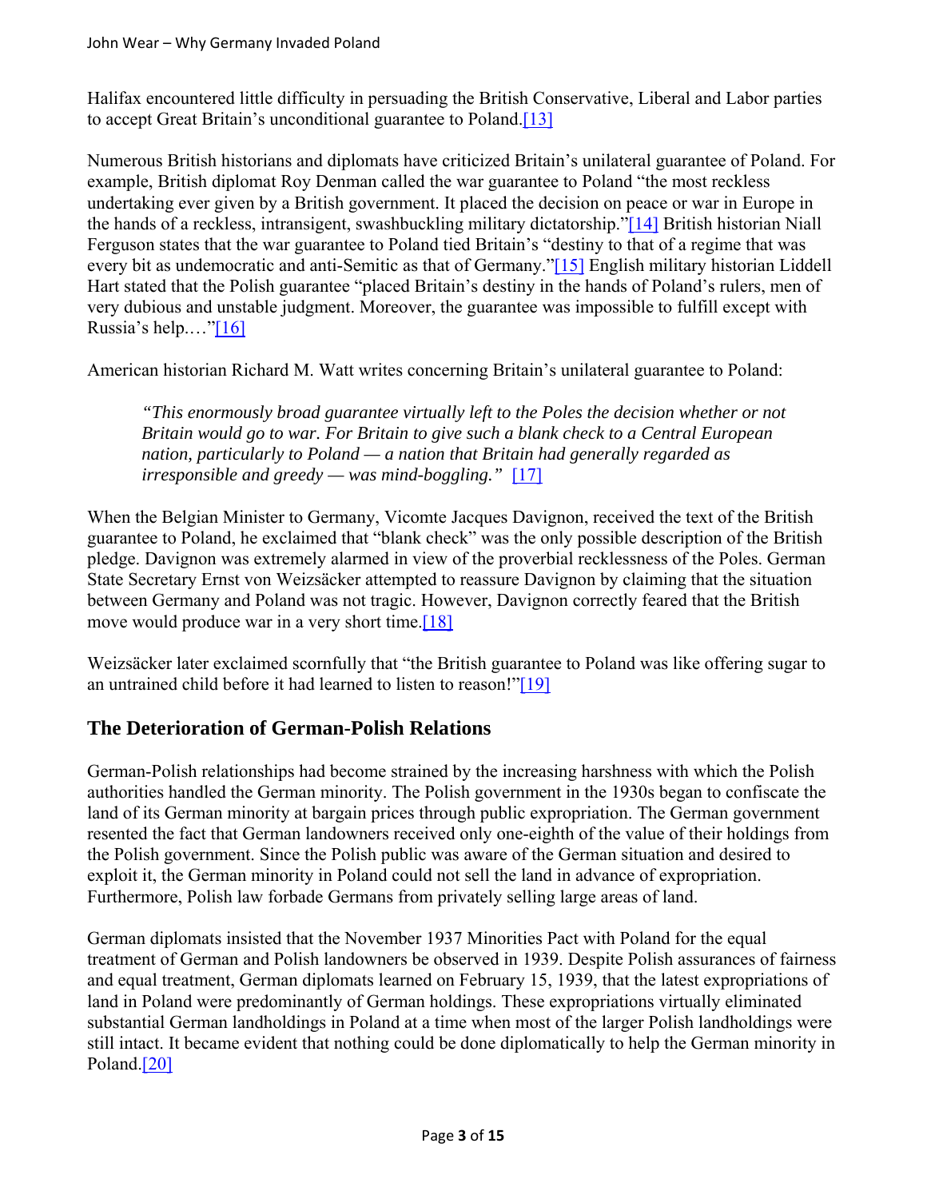Halifax encountered little difficulty in persuading the British Conservative, Liberal and Labor parties to accept Great Britain's unconditional guarantee to Poland.[13]

Numerous British historians and diplomats have criticized Britain's unilateral guarantee of Poland. For example, British diplomat Roy Denman called the war guarantee to Poland "the most reckless undertaking ever given by a British government. It placed the decision on peace or war in Europe in the hands of a reckless, intransigent, swashbuckling military dictatorship."[14] British historian Niall Ferguson states that the war guarantee to Poland tied Britain's "destiny to that of a regime that was every bit as undemocratic and anti-Semitic as that of Germany."[15] English military historian Liddell Hart stated that the Polish guarantee "placed Britain's destiny in the hands of Poland's rulers, men of very dubious and unstable judgment. Moreover, the guarantee was impossible to fulfill except with Russia's help.…"[16]

American historian Richard M. Watt writes concerning Britain's unilateral guarantee to Poland:

> *"This enormously broad guarantee virtually left to the Poles the decision whether or not Britain would go to war. For Britain to give such a blank check to a Central European nation, particularly to Poland — a nation that Britain had generally regarded as irresponsible and greedy — was mind-boggling."* [17]

When the Belgian Minister to Germany, Vicomte Jacques Davignon, received the text of the British guarantee to Poland, he exclaimed that "blank check" was the only possible description of the British pledge. Davignon was extremely alarmed in view of the proverbial recklessness of the Poles. German State Secretary Ernst von Weizsäcker attempted to reassure Davignon by claiming that the situation between Germany and Poland was not tragic. However, Davignon correctly feared that the British move would produce war in a very short time.[18]

Weizsäcker later exclaimed scornfully that "the British guarantee to Poland was like offering sugar to an untrained child before it had learned to listen to reason!"[19]

## The Deterioration of German-Polish Relations

German-Polish relationships had become strained by the increasing harshness with which the Polish authorities handled the German minority. The Polish government in the 1930s began to confiscate the land of its German minority at bargain prices through public expropriation. The German government resented the fact that German landowners received only one-eighth of the value of their holdings from the Polish government. Since the Polish public was aware of the German situation and desired to exploit it, the German minority in Poland could not sell the land in advance of expropriation. Furthermore, Polish law forbade Germans from privately selling large areas of land.

German diplomats insisted that the November 1937 Minorities Pact with Poland for the equal treatment of German and Polish landowners be observed in 1939. Despite Polish assurances of fairness and equal treatment, German diplomats learned on February 15, 1939, that the latest expropriations of land in Poland were predominantly of German holdings. These expropriations virtually eliminated substantial German landholdings in Poland at a time when most of the larger Polish landholdings were still intact. It became evident that nothing could be done diplomatically to help the German minority in Poland.[20]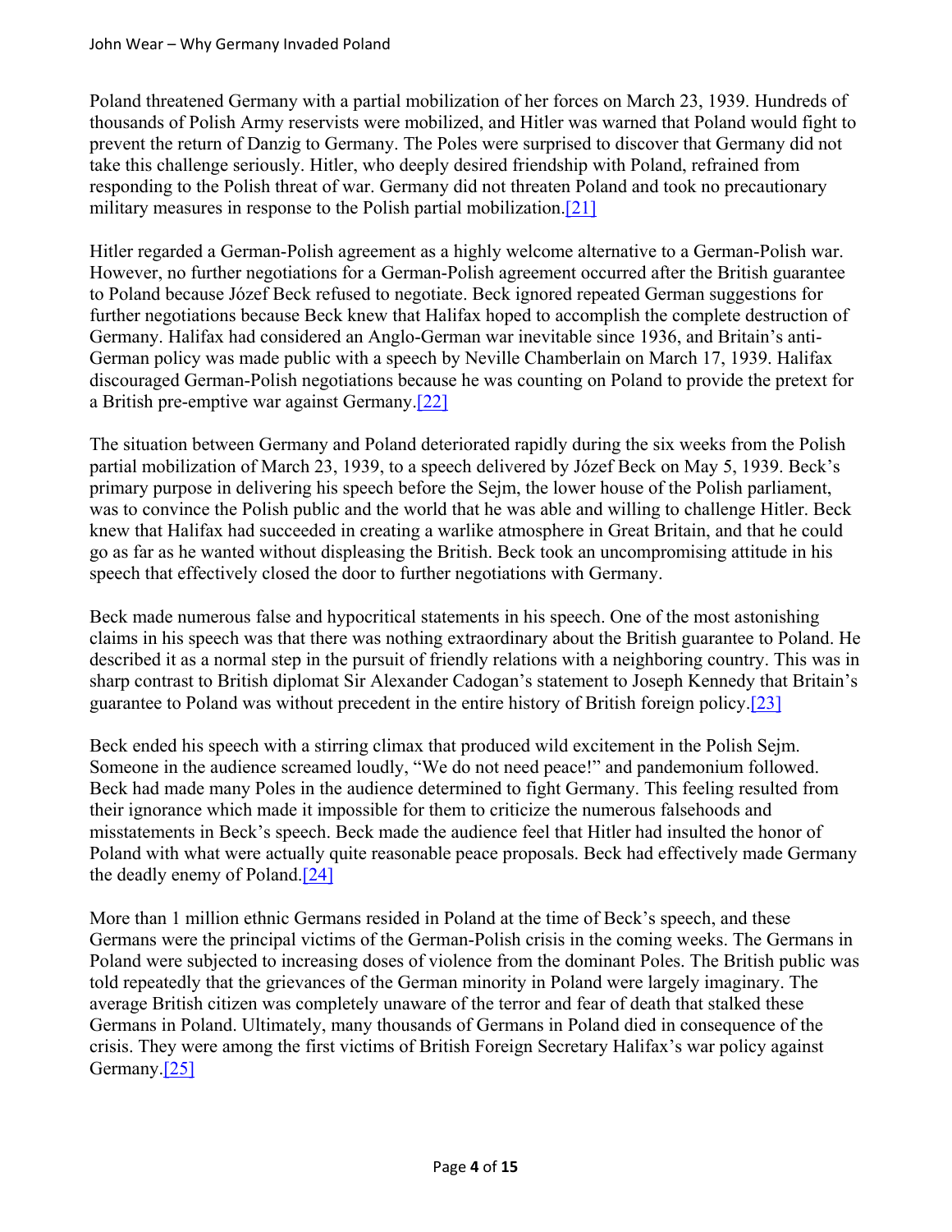Poland threatened Germany with a partial mobilization of her forces on March 23, 1939. Hundreds of thousands of Polish Army reservists were mobilized, and Hitler was warned that Poland would fight to prevent the return of Danzig to Germany. The Poles were surprised to discover that Germany did not take this challenge seriously. Hitler, who deeply desired friendship with Poland, refrained from responding to the Polish threat of war. Germany did not threaten Poland and took no precautionary military measures in response to the Polish partial mobilization.[21]

Hitler regarded a German-Polish agreement as a highly welcome alternative to a German-Polish war. However, no further negotiations for a German-Polish agreement occurred after the British guarantee to Poland because Józef Beck refused to negotiate. Beck ignored repeated German suggestions for further negotiations because Beck knew that Halifax hoped to accomplish the complete destruction of Germany. Halifax had considered an Anglo-German war inevitable since 1936, and Britain's anti-German policy was made public with a speech by Neville Chamberlain on March 17, 1939. Halifax discouraged German-Polish negotiations because he was counting on Poland to provide the pretext for a British pre-emptive war against Germany.[22]

The situation between Germany and Poland deteriorated rapidly during the six weeks from the Polish partial mobilization of March 23, 1939, to a speech delivered by Józef Beck on May 5, 1939. Beck's primary purpose in delivering his speech before the Sejm, the lower house of the Polish parliament, was to convince the Polish public and the world that he was able and willing to challenge Hitler. Beck knew that Halifax had succeeded in creating a warlike atmosphere in Great Britain, and that he could go as far as he wanted without displeasing the British. Beck took an uncompromising attitude in his speech that effectively closed the door to further negotiations with Germany.

Beck made numerous false and hypocritical statements in his speech. One of the most astonishing claims in his speech was that there was nothing extraordinary about the British guarantee to Poland. He described it as a normal step in the pursuit of friendly relations with a neighboring country. This was in sharp contrast to British diplomat Sir Alexander Cadogan's statement to Joseph Kennedy that Britain's guarantee to Poland was without precedent in the entire history of British foreign policy.[23]

Beck ended his speech with a stirring climax that produced wild excitement in the Polish Sejm. Someone in the audience screamed loudly, "We do not need peace!" and pandemonium followed. Beck had made many Poles in the audience determined to fight Germany. This feeling resulted from their ignorance which made it impossible for them to criticize the numerous falsehoods and misstatements in Beck's speech. Beck made the audience feel that Hitler had insulted the honor of Poland with what were actually quite reasonable peace proposals. Beck had effectively made Germany the deadly enemy of Poland.[24]

More than 1 million ethnic Germans resided in Poland at the time of Beck's speech, and these Germans were the principal victims of the German-Polish crisis in the coming weeks. The Germans in Poland were subjected to increasing doses of violence from the dominant Poles. The British public was told repeatedly that the grievances of the German minority in Poland were largely imaginary. The average British citizen was completely unaware of the terror and fear of death that stalked these Germans in Poland. Ultimately, many thousands of Germans in Poland died in consequence of the crisis. They were among the first victims of British Foreign Secretary Halifax's war policy against Germany.[25]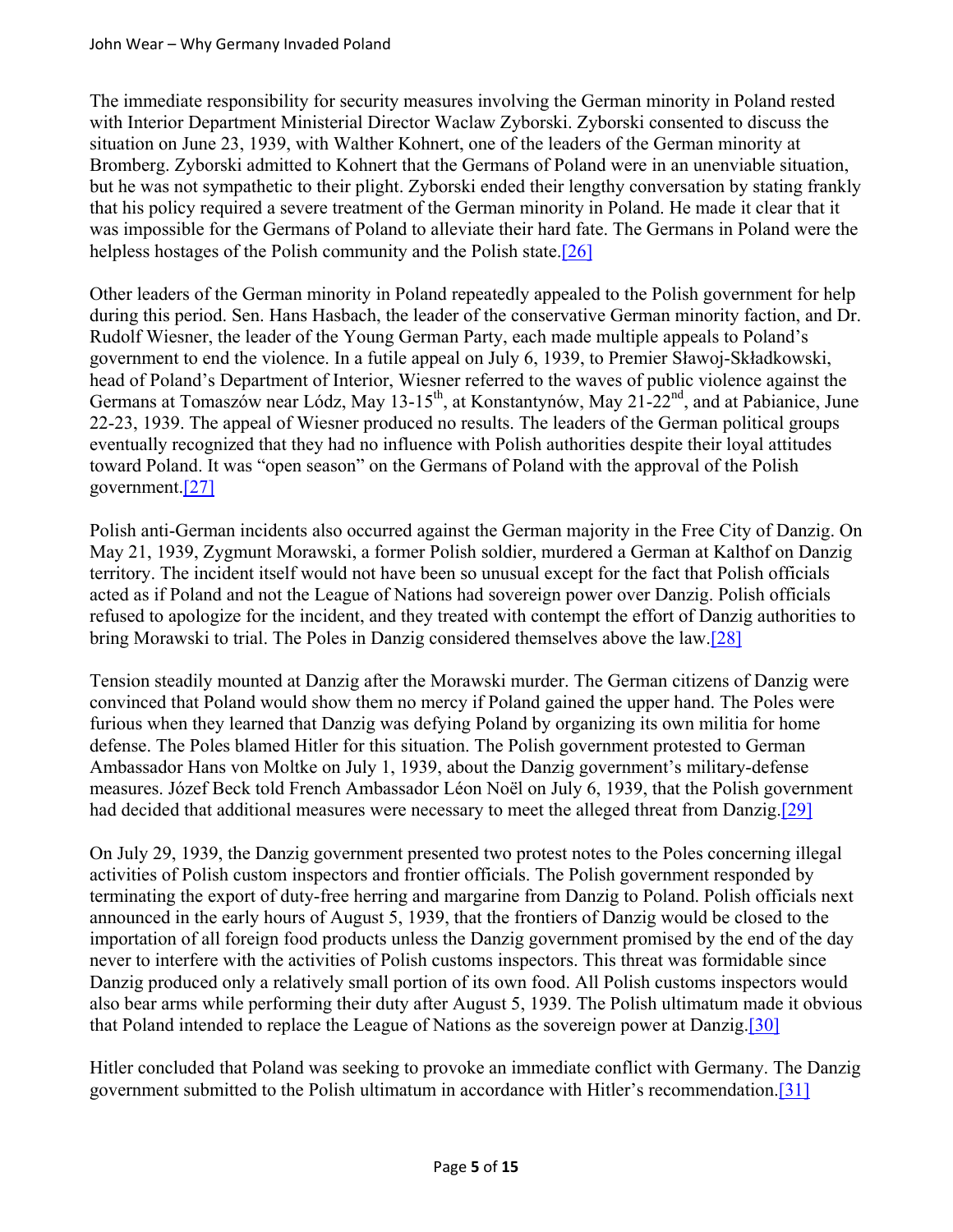The immediate responsibility for security measures involving the German minority in Poland rested with Interior Department Ministerial Director Waclaw Zyborski. Zyborski consented to discuss the situation on June 23, 1939, with Walther Kohnert, one of the leaders of the German minority at Bromberg. Zyborski admitted to Kohnert that the Germans of Poland were in an unenviable situation, but he was not sympathetic to their plight. Zyborski ended their lengthy conversation by stating frankly that his policy required a severe treatment of the German minority in Poland. He made it clear that it was impossible for the Germans of Poland to alleviate their hard fate. The Germans in Poland were the helpless hostages of the Polish community and the Polish state.[26]

Other leaders of the German minority in Poland repeatedly appealed to the Polish government for help during this period. Sen. Hans Hasbach, the leader of the conservative German minority faction, and Dr. Rudolf Wiesner, the leader of the Young German Party, each made multiple appeals to Poland's government to end the violence. In a futile appeal on July 6, 1939, to Premier Sławoj-Składkowski, head of Poland's Department of Interior, Wiesner referred to the waves of public violence against the Germans at Tomaszów near Lódz, May 13-15th, at Konstantynów, May 21-22nd, and at Pabianice, June 22-23, 1939. The appeal of Wiesner produced no results. The leaders of the German political groups eventually recognized that they had no influence with Polish authorities despite their loyal attitudes toward Poland. It was "open season" on the Germans of Poland with the approval of the Polish government.[27]

Polish anti-German incidents also occurred against the German majority in the Free City of Danzig. On May 21, 1939, Zygmunt Morawski, a former Polish soldier, murdered a German at Kalthof on Danzig territory. The incident itself would not have been so unusual except for the fact that Polish officials acted as if Poland and not the League of Nations had sovereign power over Danzig. Polish officials refused to apologize for the incident, and they treated with contempt the effort of Danzig authorities to bring Morawski to trial. The Poles in Danzig considered themselves above the law.[28]

Tension steadily mounted at Danzig after the Morawski murder. The German citizens of Danzig were convinced that Poland would show them no mercy if Poland gained the upper hand. The Poles were furious when they learned that Danzig was defying Poland by organizing its own militia for home defense. The Poles blamed Hitler for this situation. The Polish government protested to German Ambassador Hans von Moltke on July 1, 1939, about the Danzig government's military-defense measures. Józef Beck told French Ambassador Léon Noël on July 6, 1939, that the Polish government had decided that additional measures were necessary to meet the alleged threat from Danzig.[29]

On July 29, 1939, the Danzig government presented two protest notes to the Poles concerning illegal activities of Polish custom inspectors and frontier officials. The Polish government responded by terminating the export of duty-free herring and margarine from Danzig to Poland. Polish officials next announced in the early hours of August 5, 1939, that the frontiers of Danzig would be closed to the importation of all foreign food products unless the Danzig government promised by the end of the day never to interfere with the activities of Polish customs inspectors. This threat was formidable since Danzig produced only a relatively small portion of its own food. All Polish customs inspectors would also bear arms while performing their duty after August 5, 1939. The Polish ultimatum made it obvious that Poland intended to replace the League of Nations as the sovereign power at Danzig.[30]

Hitler concluded that Poland was seeking to provoke an immediate conflict with Germany. The Danzig government submitted to the Polish ultimatum in accordance with Hitler's recommendation.[31]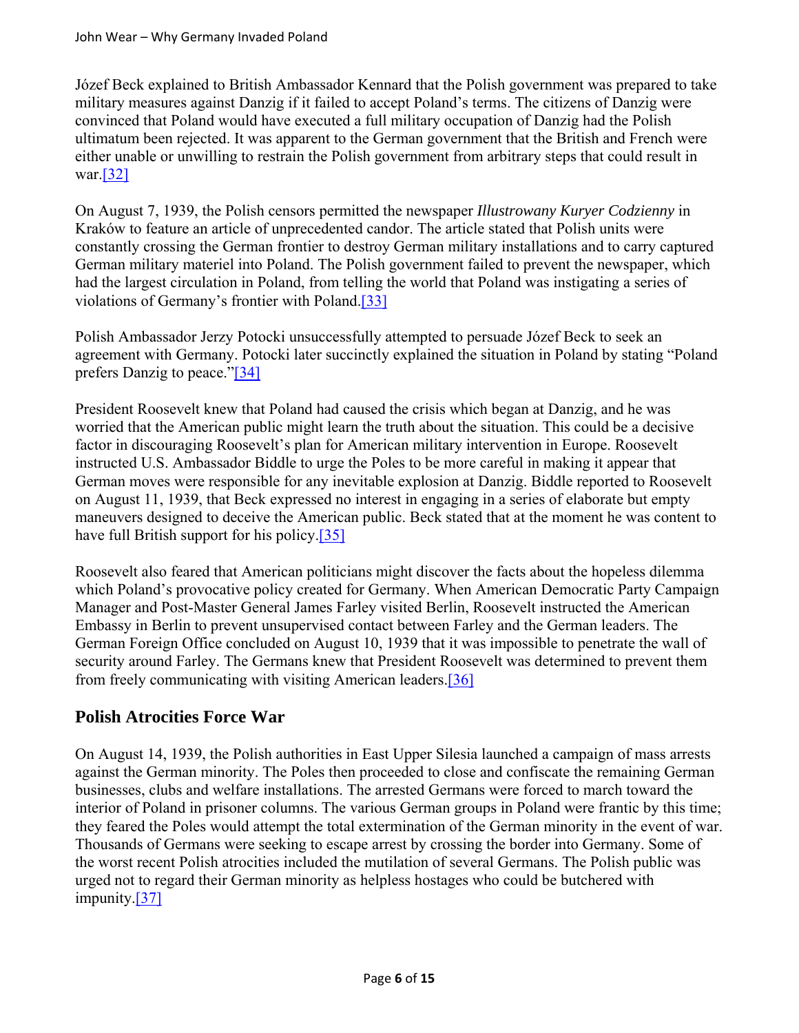Józef Beck explained to British Ambassador Kennard that the Polish government was prepared to take military measures against Danzig if it failed to accept Poland's terms. The citizens of Danzig were convinced that Poland would have executed a full military occupation of Danzig had the Polish ultimatum been rejected. It was apparent to the German government that the British and French were either unable or unwilling to restrain the Polish government from arbitrary steps that could result in war.[32]

On August 7, 1939, the Polish censors permitted the newspaper *Illustrowany Kuryer Codzienny* in Kraków to feature an article of unprecedented candor. The article stated that Polish units were constantly crossing the German frontier to destroy German military installations and to carry captured German military materiel into Poland. The Polish government failed to prevent the newspaper, which had the largest circulation in Poland, from telling the world that Poland was instigating a series of violations of Germany's frontier with Poland.[33]

Polish Ambassador Jerzy Potocki unsuccessfully attempted to persuade Józef Beck to seek an agreement with Germany. Potocki later succinctly explained the situation in Poland by stating "Poland prefers Danzig to peace."[34]

President Roosevelt knew that Poland had caused the crisis which began at Danzig, and he was worried that the American public might learn the truth about the situation. This could be a decisive factor in discouraging Roosevelt's plan for American military intervention in Europe. Roosevelt instructed U.S. Ambassador Biddle to urge the Poles to be more careful in making it appear that German moves were responsible for any inevitable explosion at Danzig. Biddle reported to Roosevelt on August 11, 1939, that Beck expressed no interest in engaging in a series of elaborate but empty maneuvers designed to deceive the American public. Beck stated that at the moment he was content to have full British support for his policy.[35]

Roosevelt also feared that American politicians might discover the facts about the hopeless dilemma which Poland's provocative policy created for Germany. When American Democratic Party Campaign Manager and Post-Master General James Farley visited Berlin, Roosevelt instructed the American Embassy in Berlin to prevent unsupervised contact between Farley and the German leaders. The German Foreign Office concluded on August 10, 1939 that it was impossible to penetrate the wall of security around Farley. The Germans knew that President Roosevelt was determined to prevent them from freely communicating with visiting American leaders.[36]

## Polish Atrocities Force War

On August 14, 1939, the Polish authorities in East Upper Silesia launched a campaign of mass arrests against the German minority. The Poles then proceeded to close and confiscate the remaining German businesses, clubs and welfare installations. The arrested Germans were forced to march toward the interior of Poland in prisoner columns. The various German groups in Poland were frantic by this time; they feared the Poles would attempt the total extermination of the German minority in the event of war. Thousands of Germans were seeking to escape arrest by crossing the border into Germany. Some of the worst recent Polish atrocities included the mutilation of several Germans. The Polish public was urged not to regard their German minority as helpless hostages who could be butchered with impunity.[37]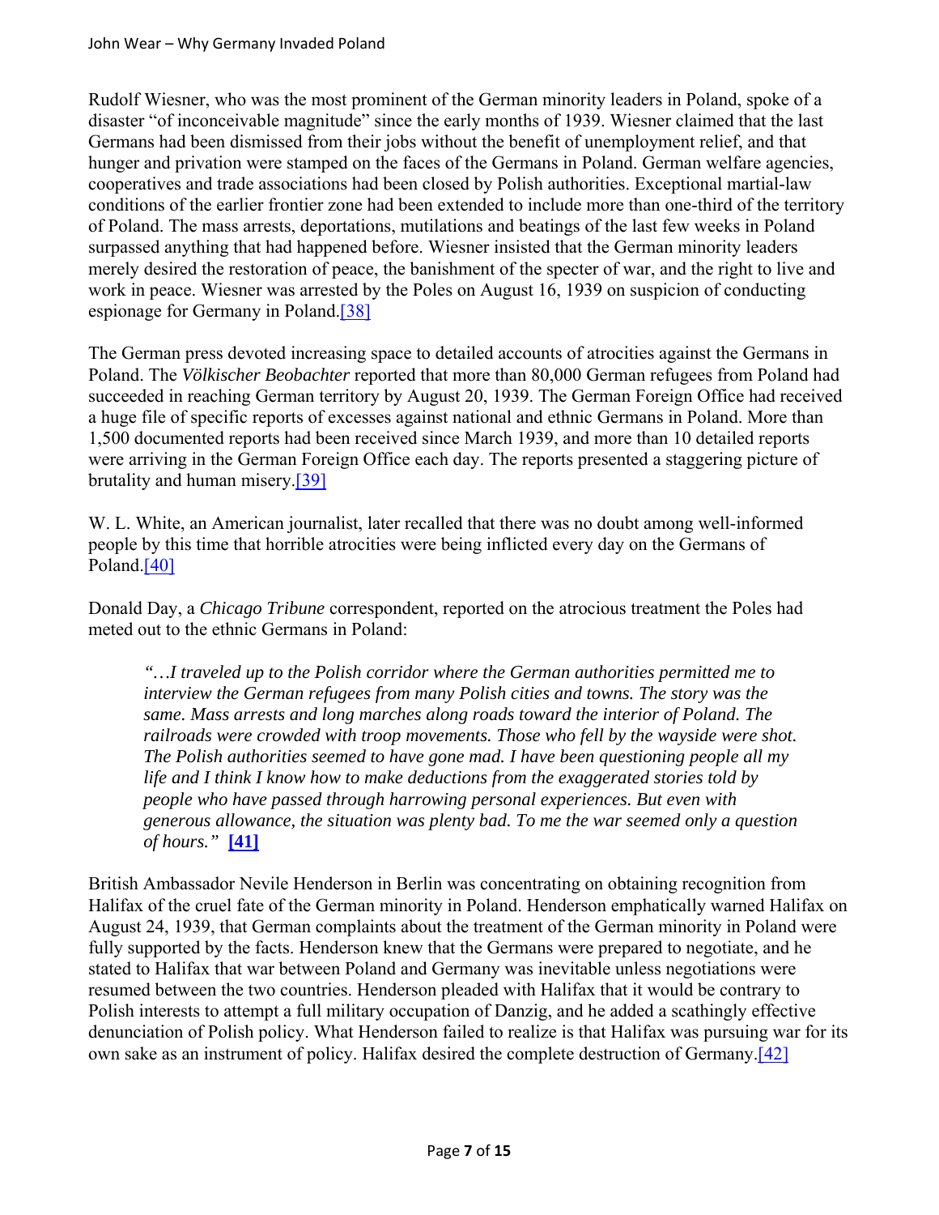Rudolf Wiesner, who was the most prominent of the German minority leaders in Poland, spoke of a disaster "of inconceivable magnitude" since the early months of 1939. Wiesner claimed that the last Germans had been dismissed from their jobs without the benefit of unemployment relief, and that hunger and privation were stamped on the faces of the Germans in Poland. German welfare agencies, cooperatives and trade associations had been closed by Polish authorities. Exceptional martial-law conditions of the earlier frontier zone had been extended to include more than one-third of the territory of Poland. The mass arrests, deportations, mutilations and beatings of the last few weeks in Poland surpassed anything that had happened before. Wiesner insisted that the German minority leaders merely desired the restoration of peace, the banishment of the specter of war, and the right to live and work in peace. Wiesner was arrested by the Poles on August 16, 1939 on suspicion of conducting espionage for Germany in Poland.[38]

The German press devoted increasing space to detailed accounts of atrocities against the Germans in Poland. The *Völkischer Beobachter* reported that more than 80,000 German refugees from Poland had succeeded in reaching German territory by August 20, 1939. The German Foreign Office had received a huge file of specific reports of excesses against national and ethnic Germans in Poland. More than 1,500 documented reports had been received since March 1939, and more than 10 detailed reports were arriving in the German Foreign Office each day. The reports presented a staggering picture of brutality and human misery.[39]

W. L. White, an American journalist, later recalled that there was no doubt among well-informed people by this time that horrible atrocities were being inflicted every day on the Germans of Poland.[40]

Donald Day, a *Chicago Tribune* correspondent, reported on the atrocious treatment the Poles had meted out to the ethnic Germans in Poland:

> *"…I traveled up to the Polish corridor where the German authorities permitted me to interview the German refugees from many Polish cities and towns. The story was the same. Mass arrests and long marches along roads toward the interior of Poland. The railroads were crowded with troop movements. Those who fell by the wayside were shot. The Polish authorities seemed to have gone mad. I have been questioning people all my life and I think I know how to make deductions from the exaggerated stories told by people who have passed through harrowing personal experiences. But even with generous allowance, the situation was plenty bad. To me the war seemed only a question of hours."* **[41]**

British Ambassador Nevile Henderson in Berlin was concentrating on obtaining recognition from Halifax of the cruel fate of the German minority in Poland. Henderson emphatically warned Halifax on August 24, 1939, that German complaints about the treatment of the German minority in Poland were fully supported by the facts. Henderson knew that the Germans were prepared to negotiate, and he stated to Halifax that war between Poland and Germany was inevitable unless negotiations were resumed between the two countries. Henderson pleaded with Halifax that it would be contrary to Polish interests to attempt a full military occupation of Danzig, and he added a scathingly effective denunciation of Polish policy. What Henderson failed to realize is that Halifax was pursuing war for its own sake as an instrument of policy. Halifax desired the complete destruction of Germany.[42]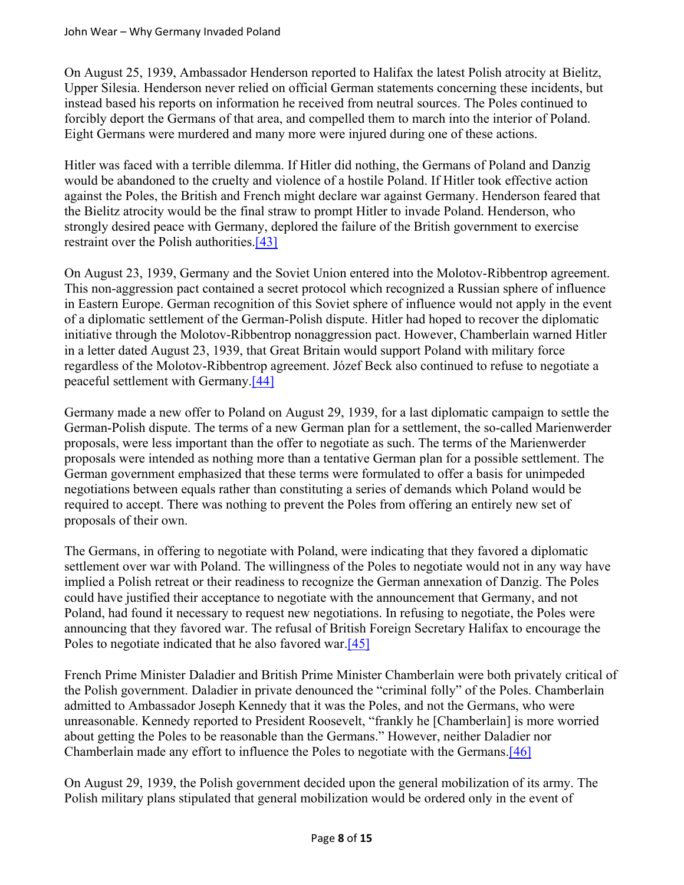On August 25, 1939, Ambassador Henderson reported to Halifax the latest Polish atrocity at Bielitz, Upper Silesia. Henderson never relied on official German statements concerning these incidents, but instead based his reports on information he received from neutral sources. The Poles continued to forcibly deport the Germans of that area, and compelled them to march into the interior of Poland. Eight Germans were murdered and many more were injured during one of these actions.

Hitler was faced with a terrible dilemma. If Hitler did nothing, the Germans of Poland and Danzig would be abandoned to the cruelty and violence of a hostile Poland. If Hitler took effective action against the Poles, the British and French might declare war against Germany. Henderson feared that the Bielitz atrocity would be the final straw to prompt Hitler to invade Poland. Henderson, who strongly desired peace with Germany, deplored the failure of the British government to exercise restraint over the Polish authorities.[43]

On August 23, 1939, Germany and the Soviet Union entered into the Molotov-Ribbentrop agreement. This non-aggression pact contained a secret protocol which recognized a Russian sphere of influence in Eastern Europe. German recognition of this Soviet sphere of influence would not apply in the event of a diplomatic settlement of the German-Polish dispute. Hitler had hoped to recover the diplomatic initiative through the Molotov-Ribbentrop nonaggression pact. However, Chamberlain warned Hitler in a letter dated August 23, 1939, that Great Britain would support Poland with military force regardless of the Molotov-Ribbentrop agreement. Józef Beck also continued to refuse to negotiate a peaceful settlement with Germany.[44]

Germany made a new offer to Poland on August 29, 1939, for a last diplomatic campaign to settle the German-Polish dispute. The terms of a new German plan for a settlement, the so-called Marienwerder proposals, were less important than the offer to negotiate as such. The terms of the Marienwerder proposals were intended as nothing more than a tentative German plan for a possible settlement. The German government emphasized that these terms were formulated to offer a basis for unimpeded negotiations between equals rather than constituting a series of demands which Poland would be required to accept. There was nothing to prevent the Poles from offering an entirely new set of proposals of their own.

The Germans, in offering to negotiate with Poland, were indicating that they favored a diplomatic settlement over war with Poland. The willingness of the Poles to negotiate would not in any way have implied a Polish retreat or their readiness to recognize the German annexation of Danzig. The Poles could have justified their acceptance to negotiate with the announcement that Germany, and not Poland, had found it necessary to request new negotiations. In refusing to negotiate, the Poles were announcing that they favored war. The refusal of British Foreign Secretary Halifax to encourage the Poles to negotiate indicated that he also favored war.[45]

French Prime Minister Daladier and British Prime Minister Chamberlain were both privately critical of the Polish government. Daladier in private denounced the "criminal folly" of the Poles. Chamberlain admitted to Ambassador Joseph Kennedy that it was the Poles, and not the Germans, who were unreasonable. Kennedy reported to President Roosevelt, "frankly he [Chamberlain] is more worried about getting the Poles to be reasonable than the Germans." However, neither Daladier nor Chamberlain made any effort to influence the Poles to negotiate with the Germans.[46]

On August 29, 1939, the Polish government decided upon the general mobilization of its army. The Polish military plans stipulated that general mobilization would be ordered only in the event of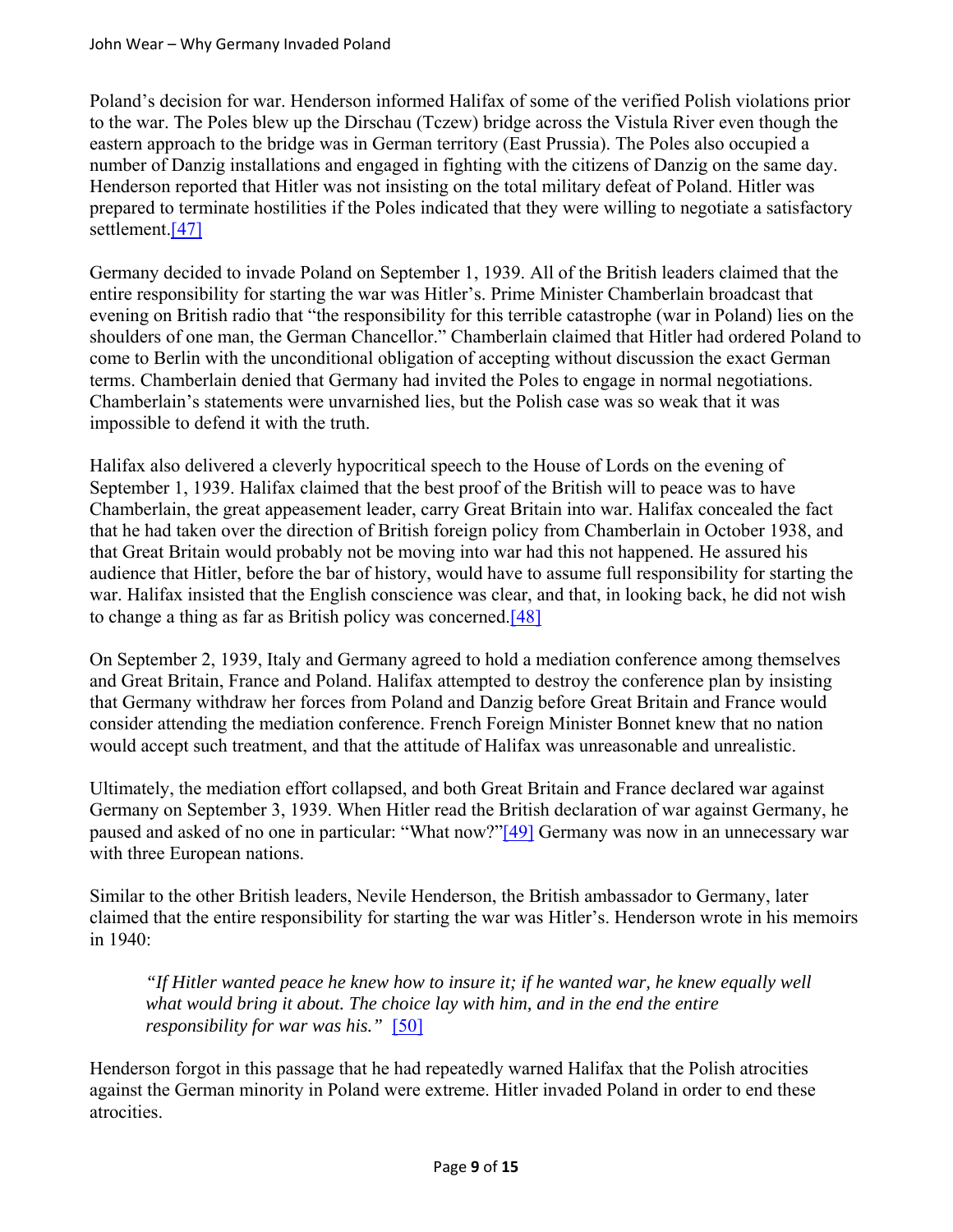Poland's decision for war. Henderson informed Halifax of some of the verified Polish violations prior to the war. The Poles blew up the Dirschau (Tczew) bridge across the Vistula River even though the eastern approach to the bridge was in German territory (East Prussia). The Poles also occupied a number of Danzig installations and engaged in fighting with the citizens of Danzig on the same day. Henderson reported that Hitler was not insisting on the total military defeat of Poland. Hitler was prepared to terminate hostilities if the Poles indicated that they were willing to negotiate a satisfactory settlement.[47]

Germany decided to invade Poland on September 1, 1939. All of the British leaders claimed that the entire responsibility for starting the war was Hitler's. Prime Minister Chamberlain broadcast that evening on British radio that "the responsibility for this terrible catastrophe (war in Poland) lies on the shoulders of one man, the German Chancellor." Chamberlain claimed that Hitler had ordered Poland to come to Berlin with the unconditional obligation of accepting without discussion the exact German terms. Chamberlain denied that Germany had invited the Poles to engage in normal negotiations. Chamberlain's statements were unvarnished lies, but the Polish case was so weak that it was impossible to defend it with the truth.

Halifax also delivered a cleverly hypocritical speech to the House of Lords on the evening of September 1, 1939. Halifax claimed that the best proof of the British will to peace was to have Chamberlain, the great appeasement leader, carry Great Britain into war. Halifax concealed the fact that he had taken over the direction of British foreign policy from Chamberlain in October 1938, and that Great Britain would probably not be moving into war had this not happened. He assured his audience that Hitler, before the bar of history, would have to assume full responsibility for starting the war. Halifax insisted that the English conscience was clear, and that, in looking back, he did not wish to change a thing as far as British policy was concerned.[48]

On September 2, 1939, Italy and Germany agreed to hold a mediation conference among themselves and Great Britain, France and Poland. Halifax attempted to destroy the conference plan by insisting that Germany withdraw her forces from Poland and Danzig before Great Britain and France would consider attending the mediation conference. French Foreign Minister Bonnet knew that no nation would accept such treatment, and that the attitude of Halifax was unreasonable and unrealistic.

Ultimately, the mediation effort collapsed, and both Great Britain and France declared war against Germany on September 3, 1939. When Hitler read the British declaration of war against Germany, he paused and asked of no one in particular: "What now?"[49] Germany was now in an unnecessary war with three European nations.

Similar to the other British leaders, Nevile Henderson, the British ambassador to Germany, later claimed that the entire responsibility for starting the war was Hitler's. Henderson wrote in his memoirs in 1940:

> *"If Hitler wanted peace he knew how to insure it; if he wanted war, he knew equally well what would bring it about. The choice lay with him, and in the end the entire responsibility for war was his."* [50]

Henderson forgot in this passage that he had repeatedly warned Halifax that the Polish atrocities against the German minority in Poland were extreme. Hitler invaded Poland in order to end these atrocities.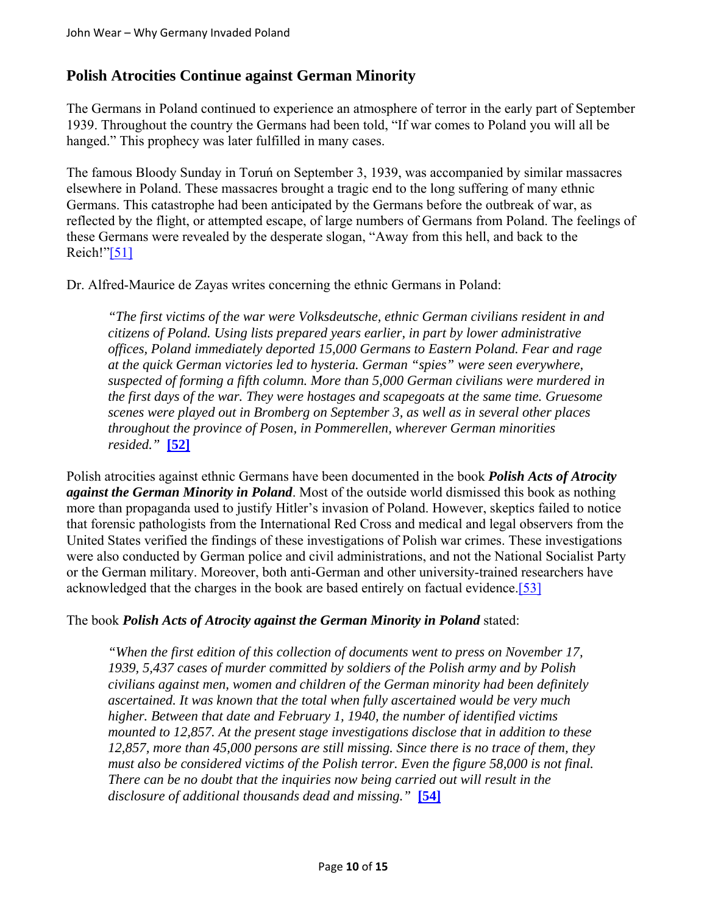## Polish Atrocities Continue against German Minority

The Germans in Poland continued to experience an atmosphere of terror in the early part of September 1939. Throughout the country the Germans had been told, "If war comes to Poland you will all be hanged." This prophecy was later fulfilled in many cases.

The famous Bloody Sunday in Toruń on September 3, 1939, was accompanied by similar massacres elsewhere in Poland. These massacres brought a tragic end to the long suffering of many ethnic Germans. This catastrophe had been anticipated by the Germans before the outbreak of war, as reflected by the flight, or attempted escape, of large numbers of Germans from Poland. The feelings of these Germans were revealed by the desperate slogan, "Away from this hell, and back to the Reich!"[51]

Dr. Alfred-Maurice de Zayas writes concerning the ethnic Germans in Poland:

> *"The first victims of the war were Volksdeutsche, ethnic German civilians resident in and citizens of Poland. Using lists prepared years earlier, in part by lower administrative offices, Poland immediately deported 15,000 Germans to Eastern Poland. Fear and rage at the quick German victories led to hysteria. German "spies" were seen everywhere, suspected of forming a fifth column. More than 5,000 German civilians were murdered in the first days of the war. They were hostages and scapegoats at the same time. Gruesome scenes were played out in Bromberg on September 3, as well as in several other places throughout the province of Posen, in Pommerellen, wherever German minorities resided."* **[52]**

Polish atrocities against ethnic Germans have been documented in the book ***Polish Acts of Atrocity against the German Minority in Poland***. Most of the outside world dismissed this book as nothing more than propaganda used to justify Hitler's invasion of Poland. However, skeptics failed to notice that forensic pathologists from the International Red Cross and medical and legal observers from the United States verified the findings of these investigations of Polish war crimes. These investigations were also conducted by German police and civil administrations, and not the National Socialist Party or the German military. Moreover, both anti-German and other university-trained researchers have acknowledged that the charges in the book are based entirely on factual evidence.[53]

The book ***Polish Acts of Atrocity against the German Minority in Poland*** stated:

> *"When the first edition of this collection of documents went to press on November 17, 1939, 5,437 cases of murder committed by soldiers of the Polish army and by Polish civilians against men, women and children of the German minority had been definitely ascertained. It was known that the total when fully ascertained would be very much higher. Between that date and February 1, 1940, the number of identified victims mounted to 12,857. At the present stage investigations disclose that in addition to these 12,857, more than 45,000 persons are still missing. Since there is no trace of them, they must also be considered victims of the Polish terror. Even the figure 58,000 is not final. There can be no doubt that the inquiries now being carried out will result in the disclosure of additional thousands dead and missing."* **[54]**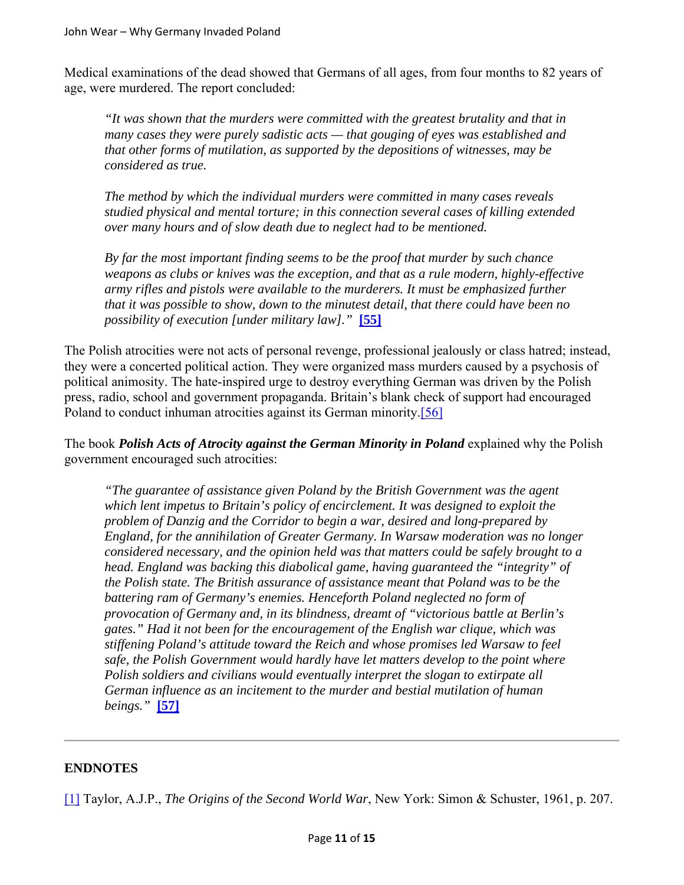Medical examinations of the dead showed that Germans of all ages, from four months to 82 years of age, were murdered. The report concluded:

> *"It was shown that the murders were committed with the greatest brutality and that in many cases they were purely sadistic acts — that gouging of eyes was established and that other forms of mutilation, as supported by the depositions of witnesses, may be considered as true.*
>
> *The method by which the individual murders were committed in many cases reveals studied physical and mental torture; in this connection several cases of killing extended over many hours and of slow death due to neglect had to be mentioned.*
>
> *By far the most important finding seems to be the proof that murder by such chance weapons as clubs or knives was the exception, and that as a rule modern, highly-effective army rifles and pistols were available to the murderers. It must be emphasized further that it was possible to show, down to the minutest detail, that there could have been no possibility of execution [under military law]."* **[55]**

The Polish atrocities were not acts of personal revenge, professional jealously or class hatred; instead, they were a concerted political action. They were organized mass murders caused by a psychosis of political animosity. The hate-inspired urge to destroy everything German was driven by the Polish press, radio, school and government propaganda. Britain's blank check of support had encouraged Poland to conduct inhuman atrocities against its German minority.[56]

The book ***Polish Acts of Atrocity against the German Minority in Poland*** explained why the Polish government encouraged such atrocities:

> *"The guarantee of assistance given Poland by the British Government was the agent which lent impetus to Britain's policy of encirclement. It was designed to exploit the problem of Danzig and the Corridor to begin a war, desired and long-prepared by England, for the annihilation of Greater Germany. In Warsaw moderation was no longer considered necessary, and the opinion held was that matters could be safely brought to a head. England was backing this diabolical game, having guaranteed the "integrity" of the Polish state. The British assurance of assistance meant that Poland was to be the battering ram of Germany's enemies. Henceforth Poland neglected no form of provocation of Germany and, in its blindness, dreamt of "victorious battle at Berlin's gates." Had it not been for the encouragement of the English war clique, which was stiffening Poland's attitude toward the Reich and whose promises led Warsaw to feel safe, the Polish Government would hardly have let matters develop to the point where Polish soldiers and civilians would eventually interpret the slogan to extirpate all German influence as an incitement to the murder and bestial mutilation of human beings."* **[57]**

---

## ENDNOTES

[1] Taylor, A.J.P., *The Origins of the Second World War*, New York: Simon & Schuster, 1961, p. 207.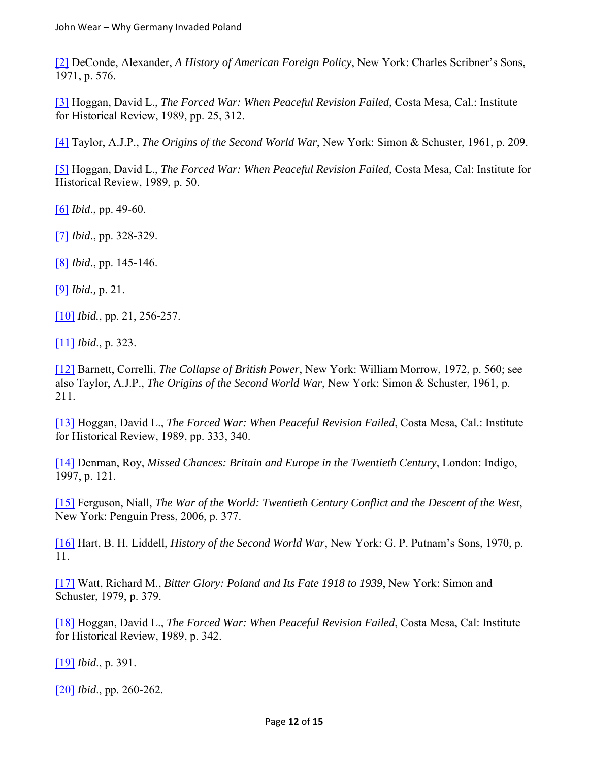[2] DeConde, Alexander, *A History of American Foreign Policy*, New York: Charles Scribner's Sons, 1971, p. 576.

[3] Hoggan, David L., *The Forced War: When Peaceful Revision Failed*, Costa Mesa, Cal.: Institute for Historical Review, 1989, pp. 25, 312.

[4] Taylor, A.J.P., *The Origins of the Second World War*, New York: Simon & Schuster, 1961, p. 209.

[5] Hoggan, David L., *The Forced War: When Peaceful Revision Failed*, Costa Mesa, Cal: Institute for Historical Review, 1989, p. 50.

[6] *Ibid*., pp. 49-60.

[7] *Ibid*., pp. 328-329.

[8] *Ibid*., pp. 145-146.

[9] *Ibid.,* p. 21.

[10] *Ibid.*, pp. 21, 256-257.

[11] *Ibid*., p. 323.

[12] Barnett, Correlli, *The Collapse of British Power*, New York: William Morrow, 1972, p. 560; see also Taylor, A.J.P., *The Origins of the Second World War*, New York: Simon & Schuster, 1961, p. 211.

[13] Hoggan, David L., *The Forced War: When Peaceful Revision Failed*, Costa Mesa, Cal.: Institute for Historical Review, 1989, pp. 333, 340.

[14] Denman, Roy, *Missed Chances: Britain and Europe in the Twentieth Century*, London: Indigo, 1997, p. 121.

[15] Ferguson, Niall, *The War of the World: Twentieth Century Conflict and the Descent of the West*, New York: Penguin Press, 2006, p. 377.

[16] Hart, B. H. Liddell, *History of the Second World War*, New York: G. P. Putnam's Sons, 1970, p. 11.

[17] Watt, Richard M., *Bitter Glory: Poland and Its Fate 1918 to 1939*, New York: Simon and Schuster, 1979, p. 379.

[18] Hoggan, David L., *The Forced War: When Peaceful Revision Failed*, Costa Mesa, Cal: Institute for Historical Review, 1989, p. 342.

[19] *Ibid*., p. 391.

[20] *Ibid*., pp. 260-262.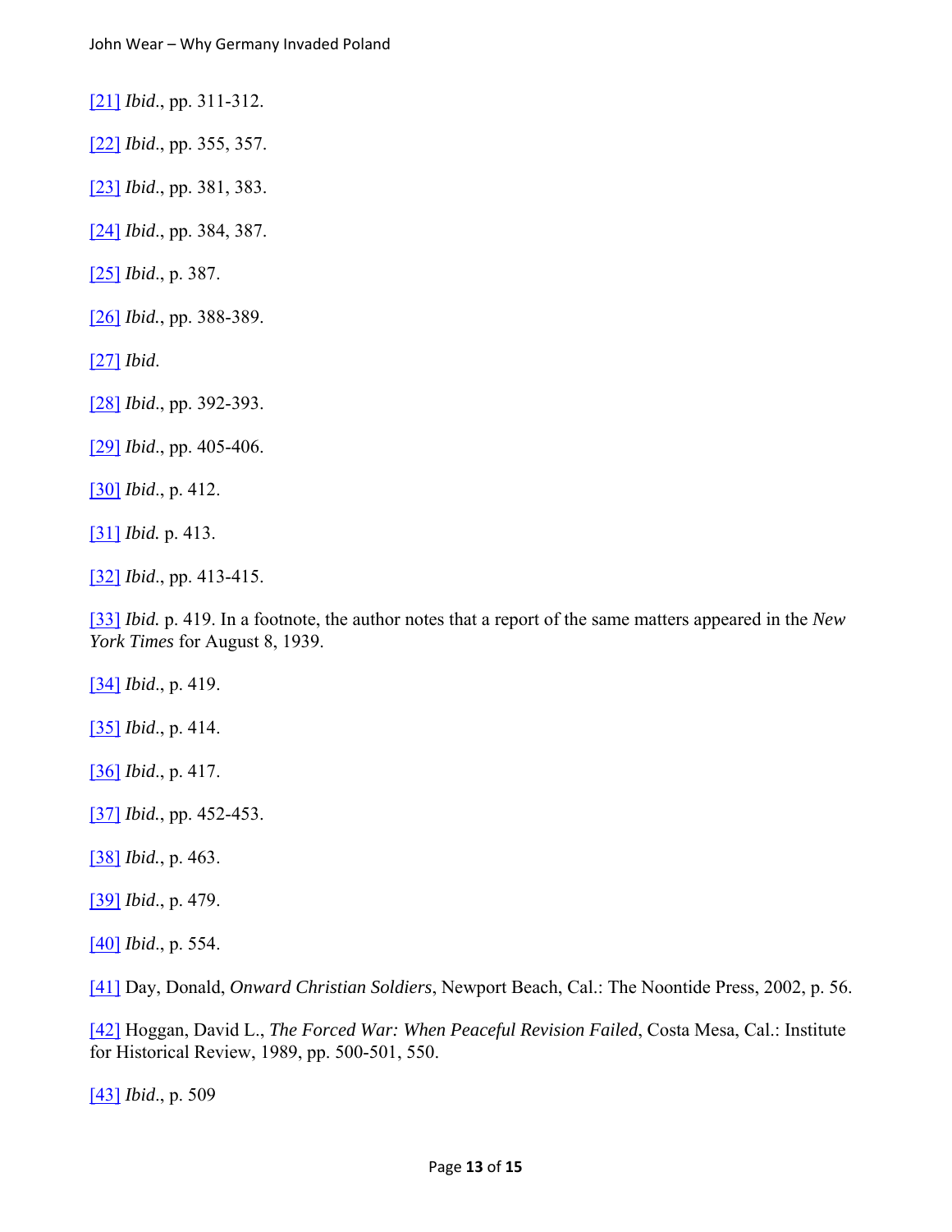[21] *Ibid*., pp. 311-312.

[22] *Ibid*., pp. 355, 357.

[23] *Ibid*., pp. 381, 383.

[24] *Ibid*., pp. 384, 387.

[25] *Ibid*., p. 387.

[26] *Ibid*., pp. 388-389.

[27] *Ibid*.

[28] *Ibid*., pp. 392-393.

[29] *Ibid*., pp. 405-406.

[30] *Ibid*., p. 412.

[31] *Ibid.* p. 413.

[32] *Ibid*., pp. 413-415.

[33] *Ibid.* p. 419. In a footnote, the author notes that a report of the same matters appeared in the *New York Times* for August 8, 1939.

[34] *Ibid*., p. 419.

[35] *Ibid*., p. 414.

[36] *Ibid*., p. 417.

[37] *Ibid*., pp. 452-453.

[38] *Ibid*., p. 463.

[39] *Ibid*., p. 479.

[40] *Ibid*., p. 554.

[41] Day, Donald, *Onward Christian Soldiers*, Newport Beach, Cal.: The Noontide Press, 2002, p. 56.

[42] Hoggan, David L., *The Forced War: When Peaceful Revision Failed*, Costa Mesa, Cal.: Institute for Historical Review, 1989, pp. 500-501, 550.

[43] *Ibid*., p. 509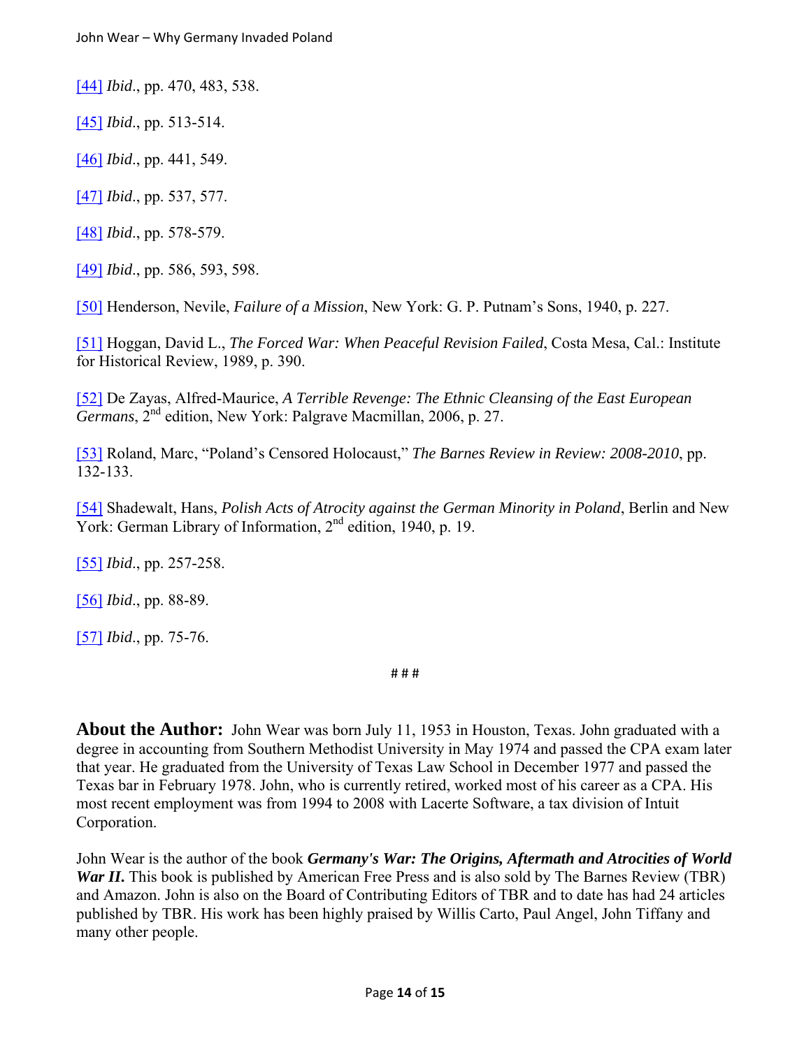[44] *Ibid*., pp. 470, 483, 538.

[45] *Ibid*., pp. 513-514.

[46] *Ibid*., pp. 441, 549.

[47] *Ibid*., pp. 537, 577.

[48] *Ibid*., pp. 578-579.

[49] *Ibid*., pp. 586, 593, 598.

[50] Henderson, Nevile, *Failure of a Mission*, New York: G. P. Putnam's Sons, 1940, p. 227.

[51] Hoggan, David L., *The Forced War: When Peaceful Revision Failed*, Costa Mesa, Cal.: Institute for Historical Review, 1989, p. 390.

[52] De Zayas, Alfred-Maurice, *A Terrible Revenge: The Ethnic Cleansing of the East European Germans*, 2nd edition, New York: Palgrave Macmillan, 2006, p. 27.

[53] Roland, Marc, "Poland's Censored Holocaust," *The Barnes Review in Review: 2008-2010*, pp. 132-133.

[54] Shadewalt, Hans, *Polish Acts of Atrocity against the German Minority in Poland*, Berlin and New York: German Library of Information, 2nd edition, 1940, p. 19.

[55] *Ibid*., pp. 257-258.

[56] *Ibid*., pp. 88-89.

[57] *Ibid*., pp. 75-76.

# # #

**About the Author:** John Wear was born July 11, 1953 in Houston, Texas. John graduated with a degree in accounting from Southern Methodist University in May 1974 and passed the CPA exam later that year. He graduated from the University of Texas Law School in December 1977 and passed the Texas bar in February 1978. John, who is currently retired, worked most of his career as a CPA. His most recent employment was from 1994 to 2008 with Lacerte Software, a tax division of Intuit Corporation.

John Wear is the author of the book ***Germany's War: The Origins, Aftermath and Atrocities of World War II*.** This book is published by American Free Press and is also sold by The Barnes Review (TBR) and Amazon. John is also on the Board of Contributing Editors of TBR and to date has had 24 articles published by TBR. His work has been highly praised by Willis Carto, Paul Angel, John Tiffany and many other people.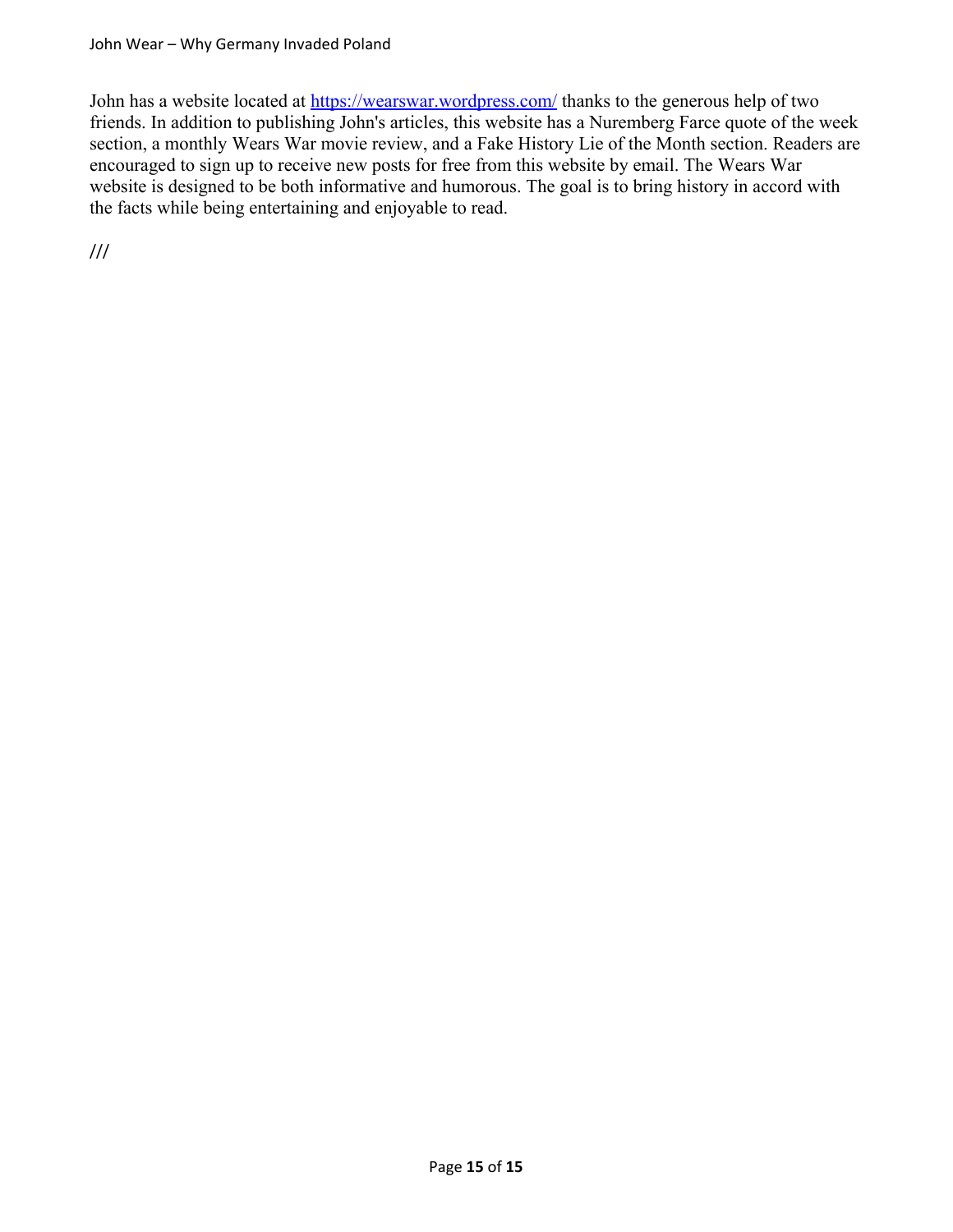John has a website located at https://wearswar.wordpress.com/ thanks to the generous help of two friends. In addition to publishing John's articles, this website has a Nuremberg Farce quote of the week section, a monthly Wears War movie review, and a Fake History Lie of the Month section. Readers are encouraged to sign up to receive new posts for free from this website by email. The Wears War website is designed to be both informative and humorous. The goal is to bring history in accord with the facts while being entertaining and enjoyable to read.

///